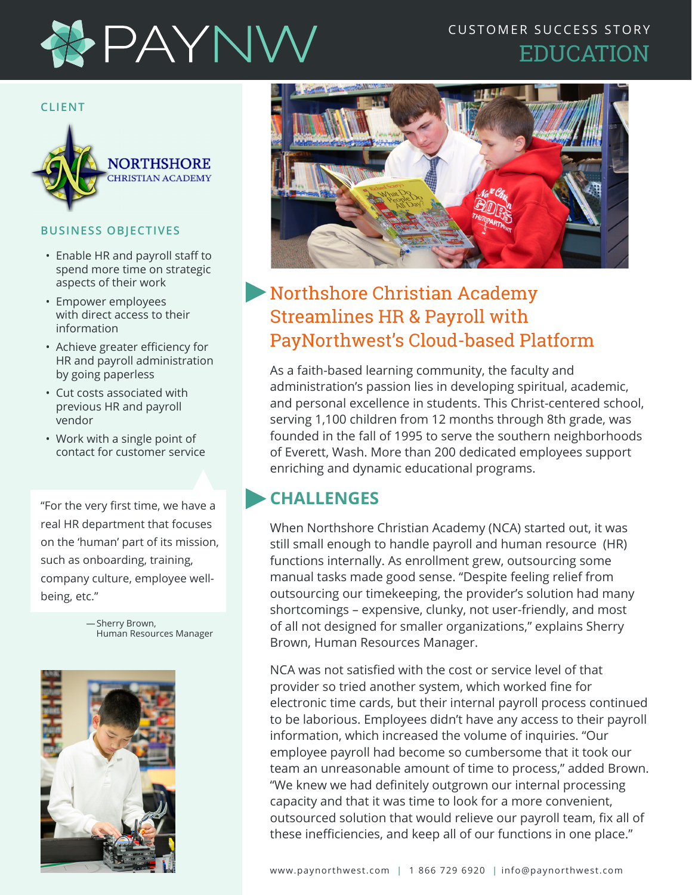# PAYNW

CUSTOMER SUCCESS STORY
EDUCATION

## CLIENT

NORTHSHORE CHRISTIAN ACADEMY

## BUSINESS OBJECTIVES

- Enable HR and payroll staff to spend more time on strategic aspects of their work
- Empower employees with direct access to their information
- Achieve greater efficiency for HR and payroll administration by going paperless
- Cut costs associated with previous HR and payroll vendor
- Work with a single point of contact for customer service

"For the very first time, we have a real HR department that focuses on the 'human' part of its mission, such as onboarding, training, company culture, employee well-being, etc."

— Sherry Brown, Human Resources Manager

## Northshore Christian Academy Streamlines HR & Payroll with PayNorthwest's Cloud-based Platform

As a faith-based learning community, the faculty and administration's passion lies in developing spiritual, academic, and personal excellence in students. This Christ-centered school, serving 1,100 children from 12 months through 8th grade, was founded in the fall of 1995 to serve the southern neighborhoods of Everett, Wash. More than 200 dedicated employees support enriching and dynamic educational programs.

## CHALLENGES

When Northshore Christian Academy (NCA) started out, it was still small enough to handle payroll and human resource (HR) functions internally. As enrollment grew, outsourcing some manual tasks made good sense. "Despite feeling relief from outsourcing our timekeeping, the provider's solution had many shortcomings – expensive, clunky, not user-friendly, and most of all not designed for smaller organizations," explains Sherry Brown, Human Resources Manager.

NCA was not satisfied with the cost or service level of that provider so tried another system, which worked fine for electronic time cards, but their internal payroll process continued to be laborious. Employees didn't have any access to their payroll information, which increased the volume of inquiries. "Our employee payroll had become so cumbersome that it took our team an unreasonable amount of time to process," added Brown. "We knew we had definitely outgrown our internal processing capacity and that it was time to look for a more convenient, outsourced solution that would relieve our payroll team, fix all of these inefficiencies, and keep all of our functions in one place."

www.paynorthwest.com | 1 866 729 6920 | info@paynorthwest.com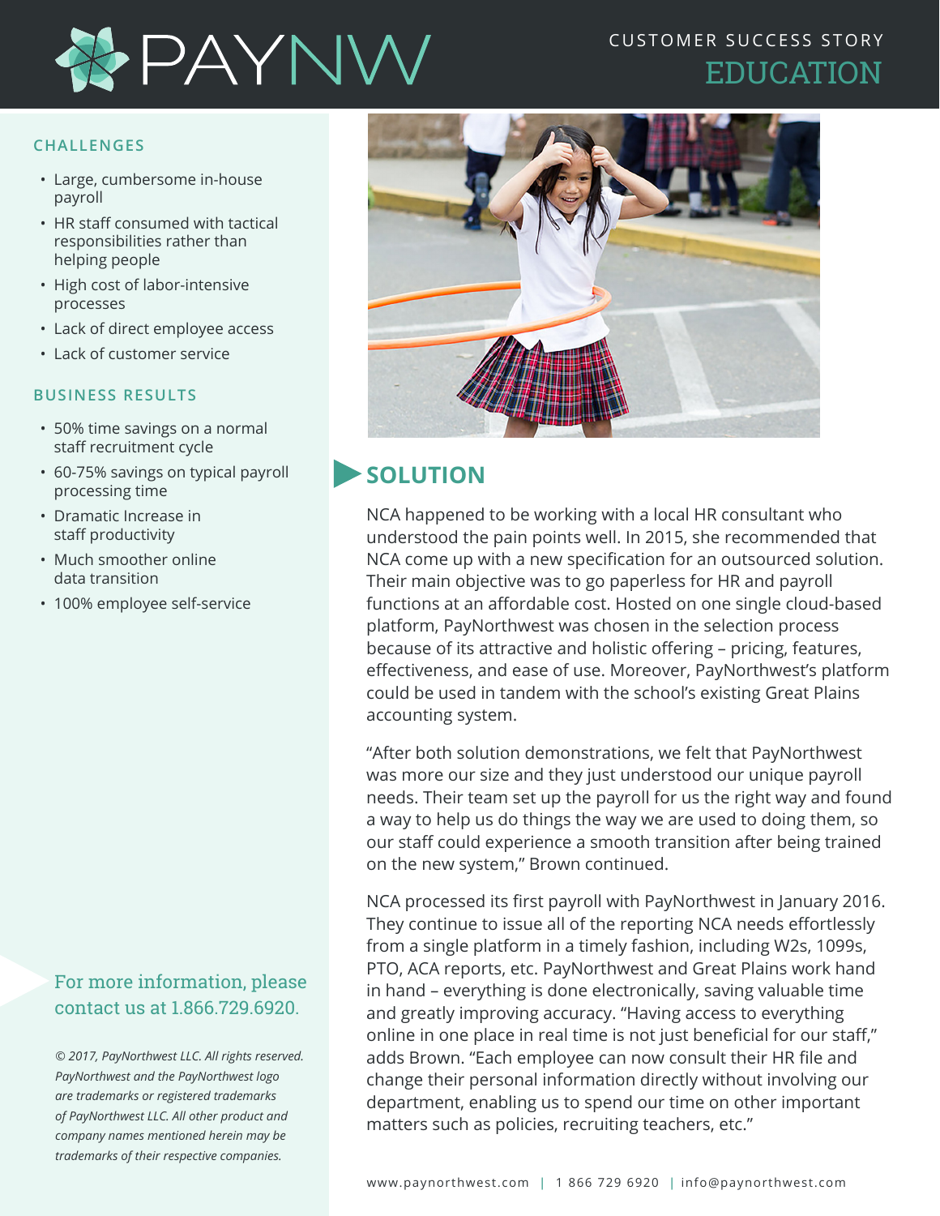PAYNW

CUSTOMER SUCCESS STORY

EDUCATION

### CHALLENGES

- Large, cumbersome in-house payroll
- HR staff consumed with tactical responsibilities rather than helping people
- High cost of labor-intensive processes
- Lack of direct employee access
- Lack of customer service

### BUSINESS RESULTS

- 50% time savings on a normal staff recruitment cycle
- 60-75% savings on typical payroll processing time
- Dramatic Increase in staff productivity
- Much smoother online data transition
- 100% employee self-service

For more information, please contact us at 1.866.729.6920.

*© 2017, PayNorthwest LLC. All rights reserved. PayNorthwest and the PayNorthwest logo are trademarks or registered trademarks of PayNorthwest LLC. All other product and company names mentioned herein may be trademarks of their respective companies.*

## SOLUTION

NCA happened to be working with a local HR consultant who understood the pain points well. In 2015, she recommended that NCA come up with a new specification for an outsourced solution. Their main objective was to go paperless for HR and payroll functions at an affordable cost. Hosted on one single cloud-based platform, PayNorthwest was chosen in the selection process because of its attractive and holistic offering – pricing, features, effectiveness, and ease of use. Moreover, PayNorthwest's platform could be used in tandem with the school's existing Great Plains accounting system.

"After both solution demonstrations, we felt that PayNorthwest was more our size and they just understood our unique payroll needs. Their team set up the payroll for us the right way and found a way to help us do things the way we are used to doing them, so our staff could experience a smooth transition after being trained on the new system," Brown continued.

NCA processed its first payroll with PayNorthwest in January 2016. They continue to issue all of the reporting NCA needs effortlessly from a single platform in a timely fashion, including W2s, 1099s, PTO, ACA reports, etc. PayNorthwest and Great Plains work hand in hand – everything is done electronically, saving valuable time and greatly improving accuracy. "Having access to everything online in one place in real time is not just beneficial for our staff," adds Brown. "Each employee can now consult their HR file and change their personal information directly without involving our department, enabling us to spend our time on other important matters such as policies, recruiting teachers, etc."

www.paynorthwest.com | 1 866 729 6920 | info@paynorthwest.com